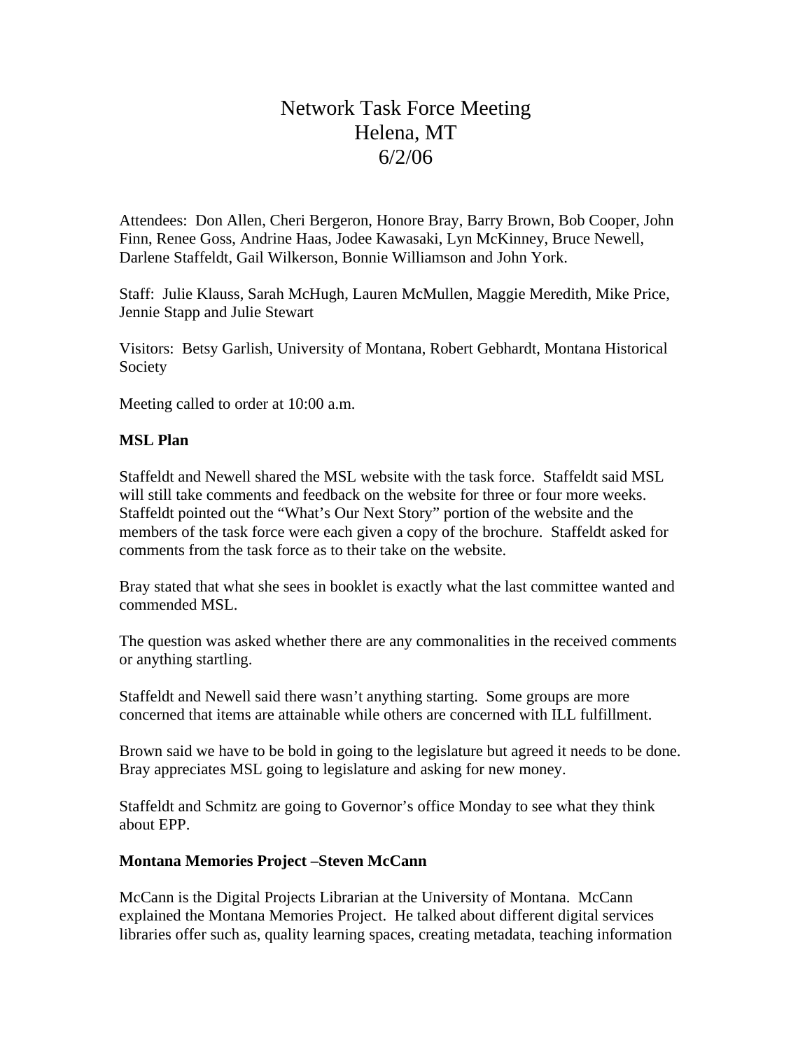# Network Task Force Meeting
# Helena, MT
# 6/2/06

Attendees: Don Allen, Cheri Bergeron, Honore Bray, Barry Brown, Bob Cooper, John Finn, Renee Goss, Andrine Haas, Jodee Kawasaki, Lyn McKinney, Bruce Newell, Darlene Staffeldt, Gail Wilkerson, Bonnie Williamson and John York.

Staff: Julie Klauss, Sarah McHugh, Lauren McMullen, Maggie Meredith, Mike Price, Jennie Stapp and Julie Stewart

Visitors: Betsy Garlish, University of Montana, Robert Gebhardt, Montana Historical Society

Meeting called to order at 10:00 a.m.

**MSL Plan**

Staffeldt and Newell shared the MSL website with the task force. Staffeldt said MSL will still take comments and feedback on the website for three or four more weeks. Staffeldt pointed out the "What's Our Next Story" portion of the website and the members of the task force were each given a copy of the brochure. Staffeldt asked for comments from the task force as to their take on the website.

Bray stated that what she sees in booklet is exactly what the last committee wanted and commended MSL.

The question was asked whether there are any commonalities in the received comments or anything startling.

Staffeldt and Newell said there wasn't anything starting. Some groups are more concerned that items are attainable while others are concerned with ILL fulfillment.

Brown said we have to be bold in going to the legislature but agreed it needs to be done. Bray appreciates MSL going to legislature and asking for new money.

Staffeldt and Schmitz are going to Governor's office Monday to see what they think about EPP.

**Montana Memories Project –Steven McCann**

McCann is the Digital Projects Librarian at the University of Montana. McCann explained the Montana Memories Project. He talked about different digital services libraries offer such as, quality learning spaces, creating metadata, teaching information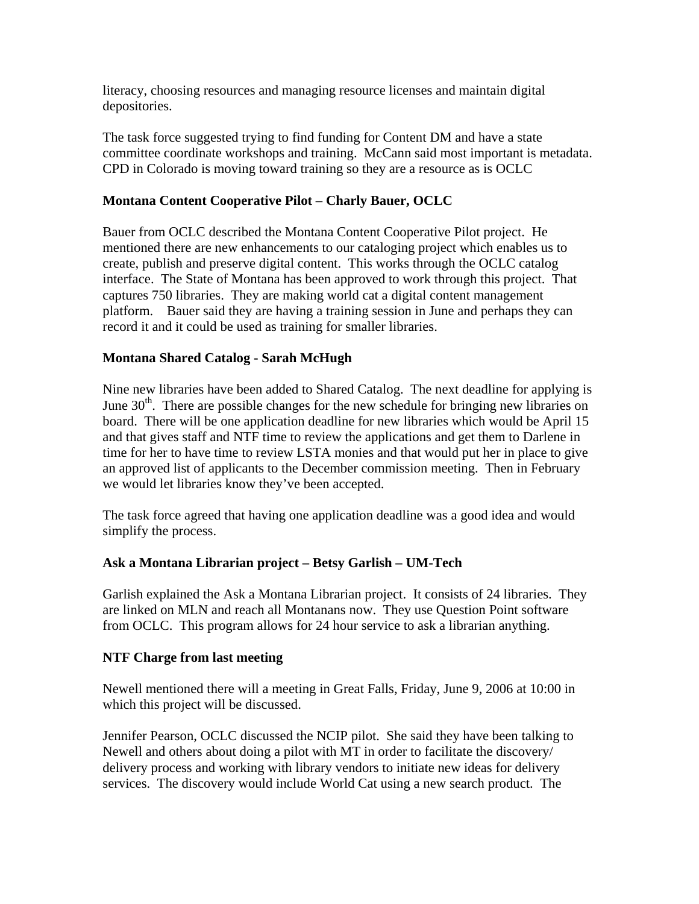literacy, choosing resources and managing resource licenses and maintain digital depositories.

The task force suggested trying to find funding for Content DM and have a state committee coordinate workshops and training. McCann said most important is metadata. CPD in Colorado is moving toward training so they are a resource as is OCLC

**Montana Content Cooperative Pilot – Charly Bauer, OCLC**

Bauer from OCLC described the Montana Content Cooperative Pilot project. He mentioned there are new enhancements to our cataloging project which enables us to create, publish and preserve digital content. This works through the OCLC catalog interface. The State of Montana has been approved to work through this project. That captures 750 libraries. They are making world cat a digital content management platform. Bauer said they are having a training session in June and perhaps they can record it and it could be used as training for smaller libraries.

**Montana Shared Catalog - Sarah McHugh**

Nine new libraries have been added to Shared Catalog. The next deadline for applying is June 30th. There are possible changes for the new schedule for bringing new libraries on board. There will be one application deadline for new libraries which would be April 15 and that gives staff and NTF time to review the applications and get them to Darlene in time for her to have time to review LSTA monies and that would put her in place to give an approved list of applicants to the December commission meeting. Then in February we would let libraries know they've been accepted.

The task force agreed that having one application deadline was a good idea and would simplify the process.

**Ask a Montana Librarian project – Betsy Garlish – UM-Tech**

Garlish explained the Ask a Montana Librarian project. It consists of 24 libraries. They are linked on MLN and reach all Montanans now. They use Question Point software from OCLC. This program allows for 24 hour service to ask a librarian anything.

**NTF Charge from last meeting**

Newell mentioned there will a meeting in Great Falls, Friday, June 9, 2006 at 10:00 in which this project will be discussed.

Jennifer Pearson, OCLC discussed the NCIP pilot. She said they have been talking to Newell and others about doing a pilot with MT in order to facilitate the discovery/ delivery process and working with library vendors to initiate new ideas for delivery services. The discovery would include World Cat using a new search product. The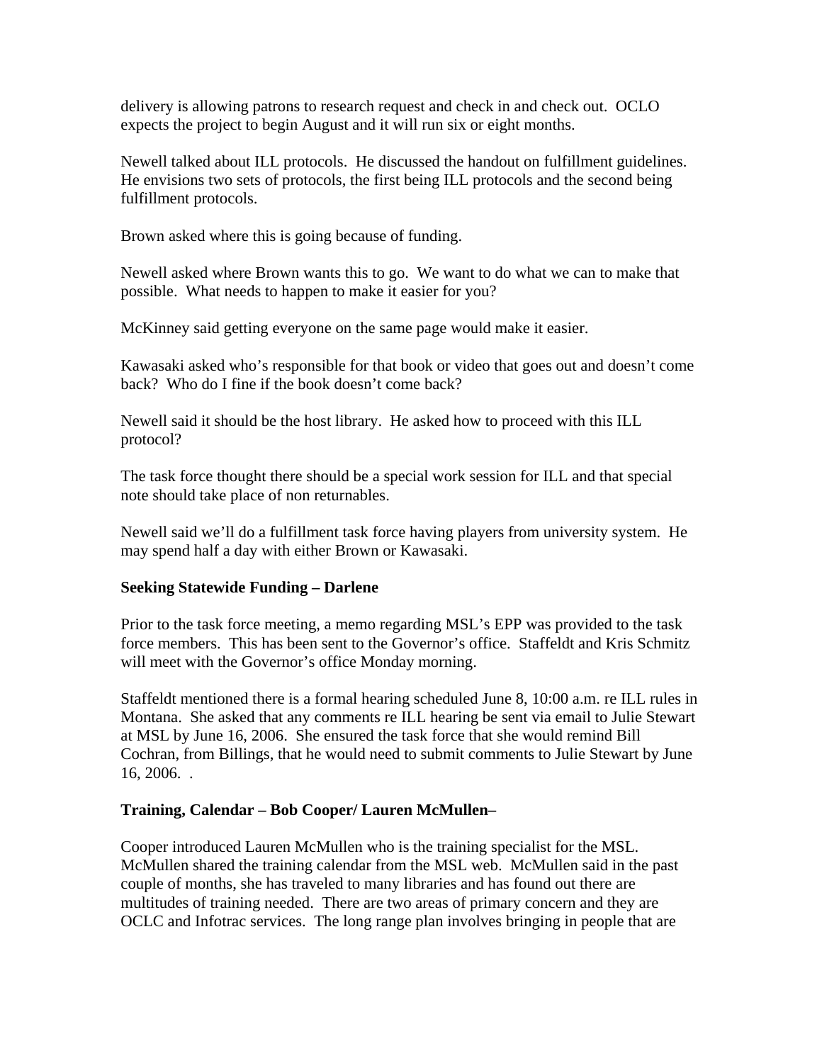delivery is allowing patrons to research request and check in and check out. OCLO expects the project to begin August and it will run six or eight months.

Newell talked about ILL protocols. He discussed the handout on fulfillment guidelines. He envisions two sets of protocols, the first being ILL protocols and the second being fulfillment protocols.

Brown asked where this is going because of funding.

Newell asked where Brown wants this to go. We want to do what we can to make that possible. What needs to happen to make it easier for you?

McKinney said getting everyone on the same page would make it easier.

Kawasaki asked who's responsible for that book or video that goes out and doesn't come back? Who do I fine if the book doesn't come back?

Newell said it should be the host library. He asked how to proceed with this ILL protocol?

The task force thought there should be a special work session for ILL and that special note should take place of non returnables.

Newell said we'll do a fulfillment task force having players from university system. He may spend half a day with either Brown or Kawasaki.

**Seeking Statewide Funding – Darlene**

Prior to the task force meeting, a memo regarding MSL's EPP was provided to the task force members. This has been sent to the Governor's office. Staffeldt and Kris Schmitz will meet with the Governor's office Monday morning.

Staffeldt mentioned there is a formal hearing scheduled June 8, 10:00 a.m. re ILL rules in Montana. She asked that any comments re ILL hearing be sent via email to Julie Stewart at MSL by June 16, 2006. She ensured the task force that she would remind Bill Cochran, from Billings, that he would need to submit comments to Julie Stewart by June 16, 2006. .

**Training, Calendar – Bob Cooper/ Lauren McMullen–**

Cooper introduced Lauren McMullen who is the training specialist for the MSL. McMullen shared the training calendar from the MSL web. McMullen said in the past couple of months, she has traveled to many libraries and has found out there are multitudes of training needed. There are two areas of primary concern and they are OCLC and Infotrac services. The long range plan involves bringing in people that are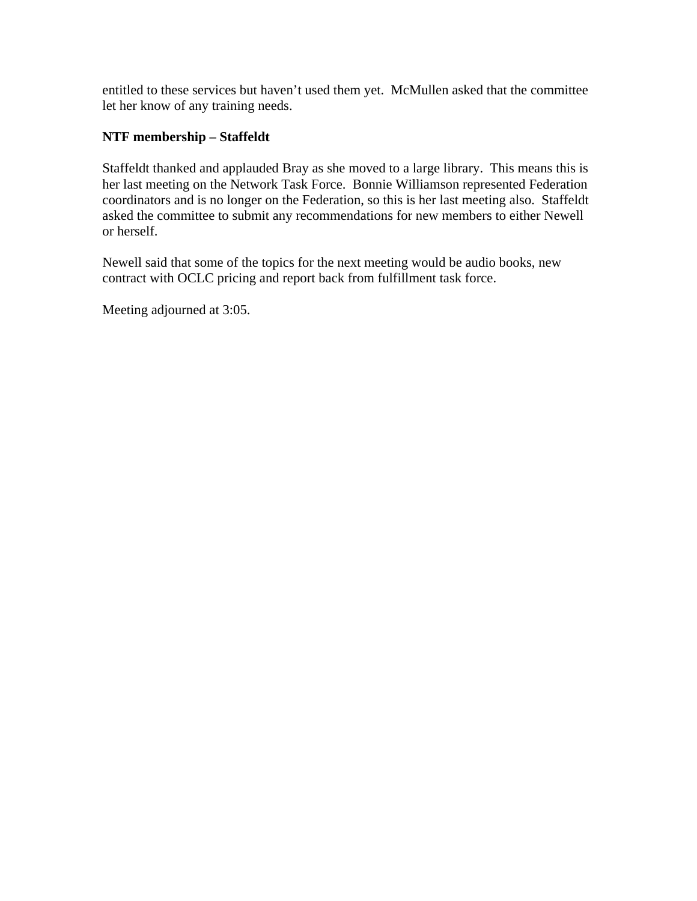entitled to these services but haven't used them yet. McMullen asked that the committee let her know of any training needs.

**NTF membership – Staffeldt**

Staffeldt thanked and applauded Bray as she moved to a large library. This means this is her last meeting on the Network Task Force. Bonnie Williamson represented Federation coordinators and is no longer on the Federation, so this is her last meeting also. Staffeldt asked the committee to submit any recommendations for new members to either Newell or herself.

Newell said that some of the topics for the next meeting would be audio books, new contract with OCLC pricing and report back from fulfillment task force.

Meeting adjourned at 3:05.